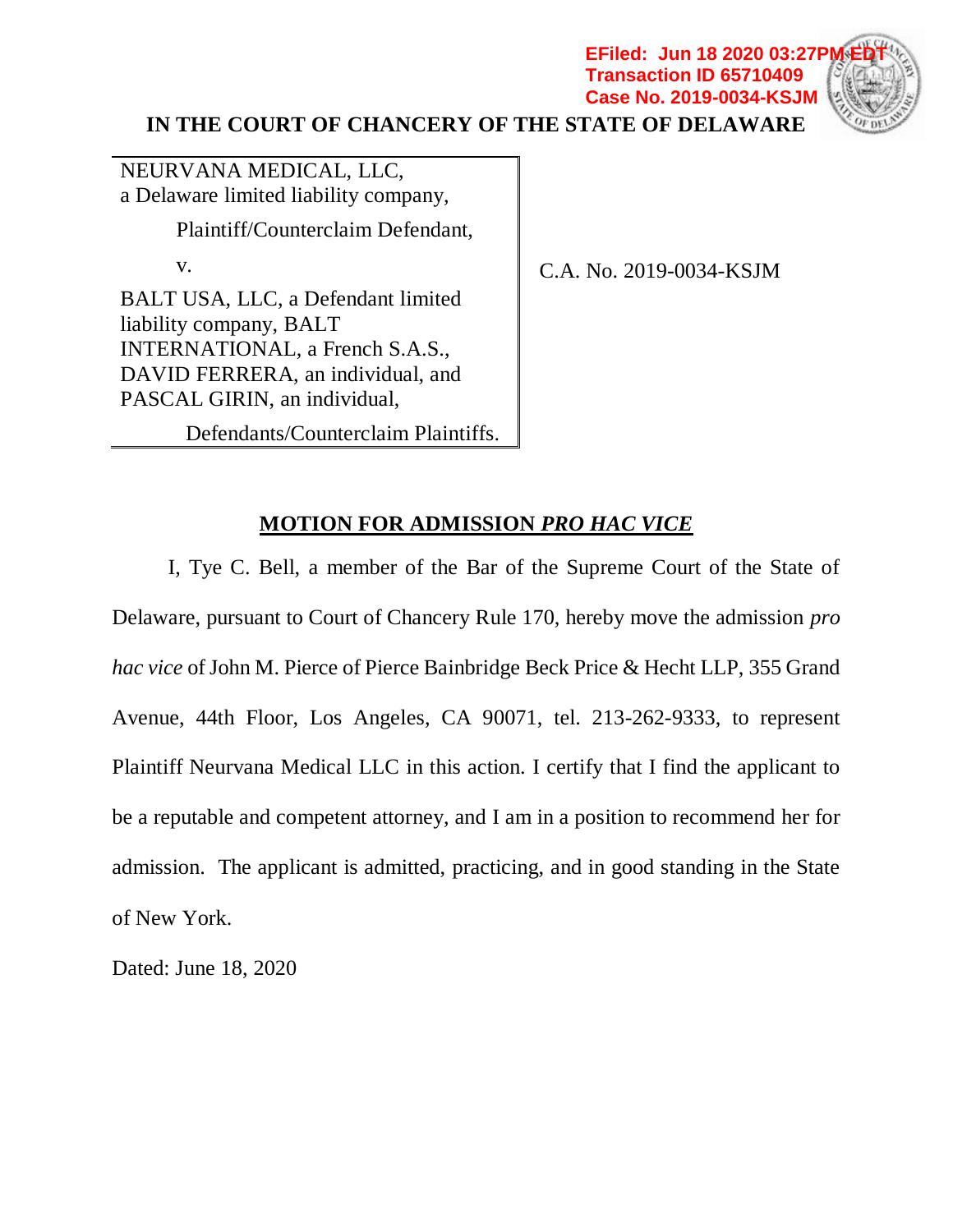EFiled: Jun 18 2020 03:27PM EDT
Transaction ID 65710409
Case No. 2019-0034-KSJM

**IN THE COURT OF CHANCERY OF THE STATE OF DELAWARE**

| | |
|---|---|
| NEURVANA MEDICAL, LLC, a Delaware limited liability company,<br><br>Plaintiff/Counterclaim Defendant,<br><br>v.<br><br>BALT USA, LLC, a Defendant limited liability company, BALT INTERNATIONAL, a French S.A.S., DAVID FERRERA, an individual, and PASCAL GIRIN, an individual,<br><br>Defendants/Counterclaim Plaintiffs. | C.A. No. 2019-0034-KSJM |

## MOTION FOR ADMISSION *PRO HAC VICE*

I, Tye C. Bell, a member of the Bar of the Supreme Court of the State of Delaware, pursuant to Court of Chancery Rule 170, hereby move the admission *pro hac vice* of John M. Pierce of Pierce Bainbridge Beck Price & Hecht LLP, 355 Grand Avenue, 44th Floor, Los Angeles, CA 90071, tel. 213-262-9333, to represent Plaintiff Neurvana Medical LLC in this action. I certify that I find the applicant to be a reputable and competent attorney, and I am in a position to recommend her for admission. The applicant is admitted, practicing, and in good standing in the State of New York.

Dated: June 18, 2020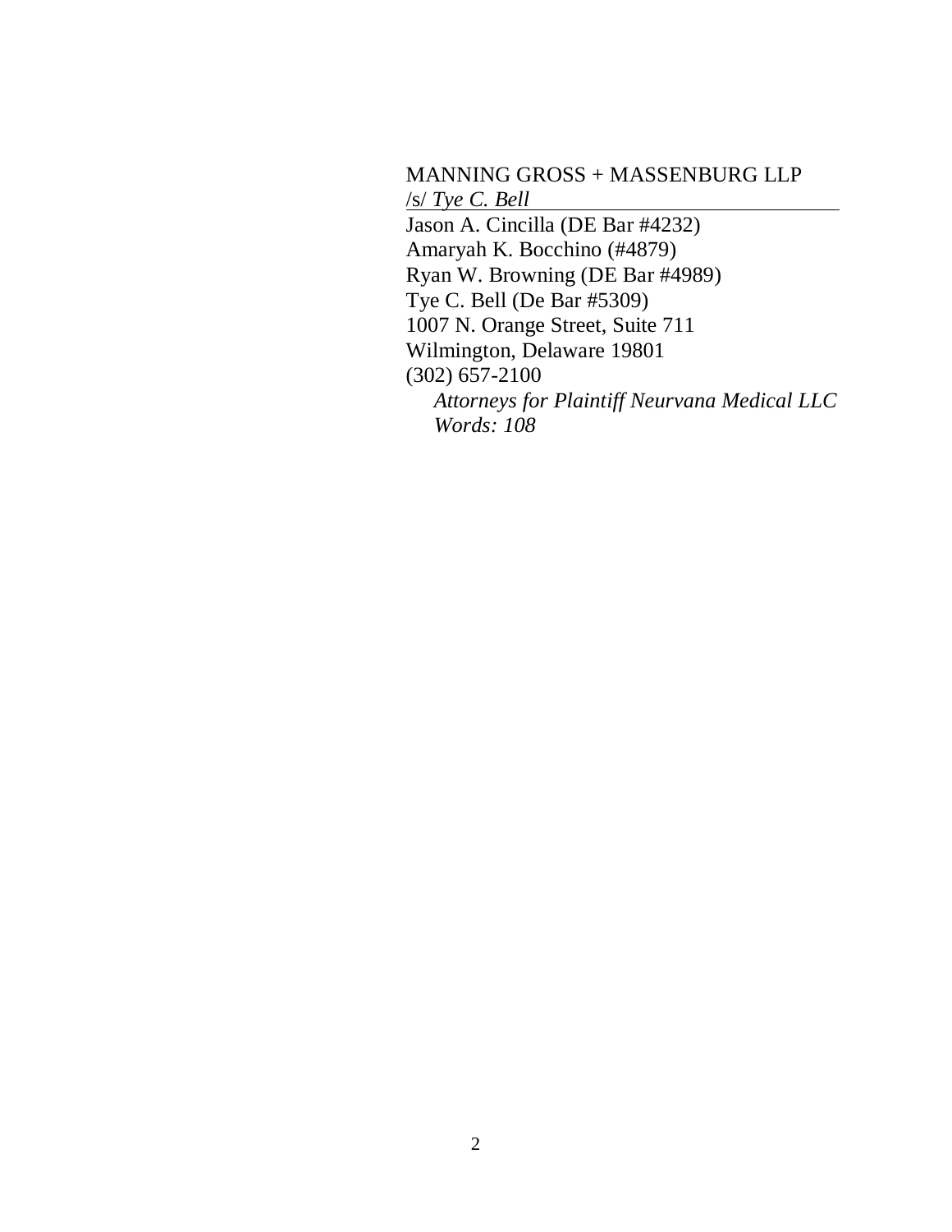MANNING GROSS + MASSENBURG LLP

/s/ *Tye C. Bell*

Jason A. Cincilla (DE Bar #4232)
Amaryah K. Bocchino (#4879)
Ryan W. Browning (DE Bar #4989)
Tye C. Bell (De Bar #5309)
1007 N. Orange Street, Suite 711
Wilmington, Delaware 19801
(302) 657-2100

*Attorneys for Plaintiff Neurvana Medical LLC*
*Words: 108*